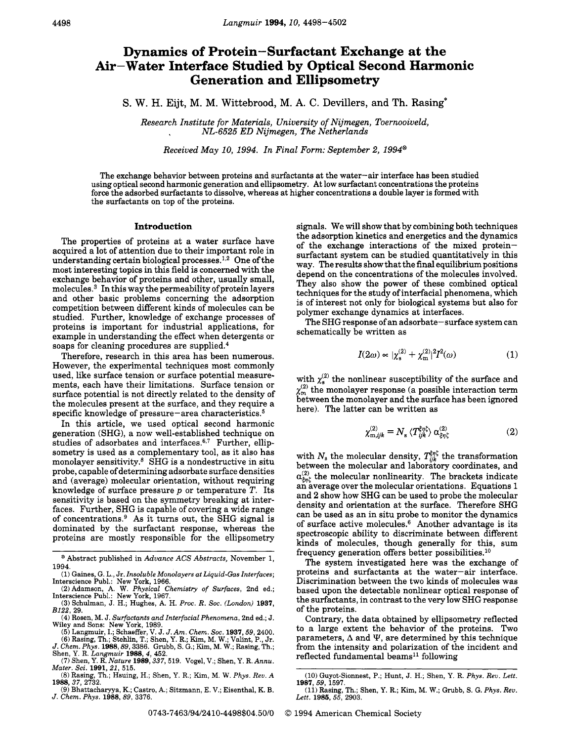# Dynamics of Protein–Surfactant Exchange at the Air–Water Interface Studied by Optical Second Harmonic Generation and Ellipsometry

S. W. H. Eijt, M. M. Wittebrood, M. A. C. Devillers, and Th. Rasing*

*Research Institute for Materials, University of Nijmegen, Toernooiveld, NL-6525 ED Nijmegen, The Netherlands*

*Received May 10, 1994. In Final Form: September 2, 1994*[⊗]

The exchange behavior between proteins and surfactants at the water–air interface has been studied using optical second harmonic generation and ellipsometry. At low surfactant concentrations the proteins force the adsorbed surfactants to dissolve, whereas at higher concentrations a double layer is formed with the surfactants on top of the proteins.

## Introduction

The properties of proteins at a water surface have acquired a lot of attention due to their important role in understanding certain biological processes.[1,2] One of the most interesting topics in this field is concerned with the exchange behavior of proteins and other, usually small, molecules.[3] In this way the permeability of protein layers and other basic problems concerning the adsorption competition between different kinds of molecules can be studied. Further, knowledge of exchange processes of proteins is important for industrial applications, for example in understanding the effect when detergents or soaps for cleaning procedures are supplied.[4]

Therefore, research in this area has been numerous. However, the experimental techniques most commonly used, like surface tension or surface potential measurements, each have their limitations. Surface tension or surface potential is not directly related to the density of the molecules present at the surface, and they require a specific knowledge of pressure–area characteristics.[5]

In this article, we used optical second harmonic generation (SHG), a now well-established technique on studies of adsorbates and interfaces.[6,7] Further, ellipsometry is used as a complementary tool, as it also has monolayer sensitivity.[8] SHG is a nondestructive in situ probe, capable of determining adsorbate surface densities and (average) molecular orientation, without requiring knowledge of surface pressure $p$ or temperature $T$. Its sensitivity is based on the symmetry breaking at interfaces. Further, SHG is capable of covering a wide range of concentrations.[9] As it turns out, the SHG signal is dominated by the surfactant response, whereas the proteins are mostly responsible for the ellipsometry signals. We will show that by combining both techniques the adsorption kinetics and energetics and the dynamics of the exchange interactions of the mixed protein–surfactant system can be studied quantitatively in this way. The results show that the final equilibrium positions depend on the concentrations of the molecules involved. They also show the power of these combined optical techniques for the study of interfacial phenomena, which is of interest not only for biological systems but also for polymer exchange dynamics at interfaces.

The SHG response of an adsorbate–surface system can schematically be written as

$$I(2\omega) \propto |\chi_s^{(2)} + \chi_m^{(2)}|^2 I^2(\omega) \tag{1}$$

with $\chi_s^{(2)}$ the nonlinear susceptibility of the surface and $\chi_m^{(2)}$ the monolayer response (a possible interaction term between the monolayer and the surface has been ignored here). The latter can be written as

$$\chi_{m,ijk}^{(2)} = N_s \langle T_{ijk}^{\xi\eta\zeta} \rangle \alpha_{\xi\eta\zeta}^{(2)} \tag{2}$$

with $N_s$ the molecular density, $T_{ijk}^{\xi\eta\zeta}$ the transformation between the molecular and laboratory coordinates, and $\alpha_{\xi\eta\zeta}^{(2)}$ the molecular nonlinearity. The brackets indicate an average over the molecular orientations. Equations 1 and 2 show how SHG can be used to probe the molecular density and orientation at the surface. Therefore SHG can be used as an in situ probe to monitor the dynamics of surface active molecules.[6] Another advantage is its spectroscopic ability to discriminate between different kinds of molecules, though generally for this, sum frequency generation offers better possibilities.[10]

The system investigated here was the exchange of proteins and surfactants at the water–air interface. Discrimination between the two kinds of molecules was based upon the detectable nonlinear optical response of the surfactants, in contrast to the very low SHG response of the proteins.

Contrary, the data obtained by ellipsometry reflected to a large extent the behavior of the proteins. Two parameters, $\Delta$ and $\Psi$, are determined by this technique from the intensity and polarization of the incident and reflected fundamental beams[11] following

---

⊗ Abstract published in *Advance ACS Abstracts*, November 1, 1994.

(1) Gaines, G. L., Jr. *Insoluble Monolayers at Liquid-Gas Interfaces*; Interscience Publ.: New York, 1966.
(2) Adamson, A. W. *Physical Chemistry of Surfaces*, 2nd ed.; Interscience Publ.: New York, 1967.
(3) Schulman, J. H.; Hughes, A. H. *Proc. R. Soc. (London)* **1937**, *B122*, 29.
(4) Rosen, M. J. *Surfactants and Interfacial Phenomena*, 2nd ed.; J. Wiley and Sons: New York, 1989.
(5) Langmuir, I.; Schaeffer, V. J. *J. Am. Chem. Soc.* **1937**, *59*, 2400.
(6) Rasing, Th.; Stehlin, T.; Shen, Y. R.; Kim, M. W.; Valint, P., Jr. *J. Chem. Phys.* **1988**, *89*, 3386. Grubb, S. G.; Kim, M. W.; Rasing, Th.; Shen, Y. R. *Langmuir* **1988**, *4*, 452.
(7) Shen, Y. R. *Nature* **1989**, *337*, 519. Vogel, V.; Shen, Y. R. *Annu. Mater. Sci.* **1991**, *21*, 515.
(8) Rasing, Th.; Hsuing, H.; Shen, Y. R.; Kim, M. W. *Phys. Rev. A* **1988**, *37*, 2732.
(9) Bhattacharyya, K.; Castro, A.; Sitzmann, E. V.; Eisenthal, K. B. *J. Chem. Phys.* **1988**, *89*, 3376.
(10) Guyot-Sionnest, P.; Hunt, J. H.; Shen, Y. R. *Phys. Rev. Lett.* **1987**, *59*, 1597.
(11) Rasing, Th.; Shen, Y. R.; Kim, M. W.; Grubb, S. G. *Phys. Rev. Lett.* **1985**, *55*, 2903.

0743-7463/94/2410-4498$04.50/0 © 1994 American Chemical Society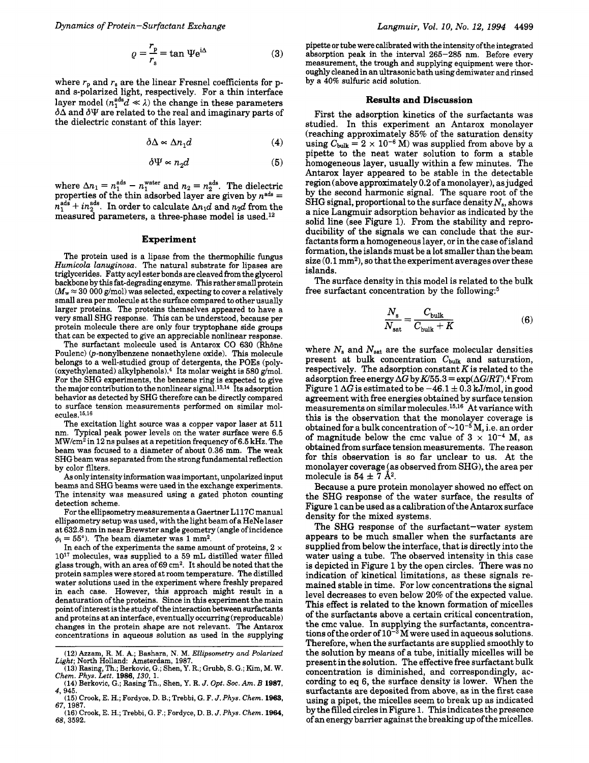$$\varrho = \frac{r_p}{r_s} = \tan \Psi e^{i\Delta} \tag{3}$$

where $r_p$ and $r_s$ are the linear Fresnel coefficients for p- and s-polarized light, respectively. For a thin interface layer model ($n_1^{ads}d \ll \lambda$) the change in these parameters $\delta\Delta$ and $\delta\Psi$ are related to the real and imaginary parts of the dielectric constant of this layer:

$$\delta\Delta \propto \Delta n_1 d \tag{4}$$

$$\delta\Psi \propto n_2 d \tag{5}$$

where $\Delta n_1 = n_1^{ads} - n_1^{water}$ and $n_2 = n_2^{ads}$. The dielectric properties of the thin adsorbed layer are given by $n^{ads} = n_1^{ads} + in_2^{ads}$. In order to calculate $\Delta n_1 d$ and $n_2 d$ from the measured parameters, a three-phase model is used.[12]

## Experiment

The protein used is a lipase from the thermophilic fungus *Humicola lanuginosa*. The natural substrate for lipases are triglycerides. Fatty acyl ester bonds are cleaved from the glycerol backbone by this fat-degrading enzyme. This rather small protein ($M_w \approx 30\ 000$ g/mol) was selected, expecting to cover a relatively small area per molecule at the surface compared to other usually larger proteins. The proteins themselves appeared to have a very small SHG response. This can be understood, because per protein molecule there are only four tryptophane side groups that can be expected to give an appreciable nonlinear response.

The surfactant molecule used is Antarox CO 630 (Rhône Poulenc) (*p*-nonylbenzene nonaethylene oxide). This molecule belongs to a well-studied group of detergents, the POEs (poly(oxyethylenated) alkylphenols).[4] Its molar weight is 580 g/mol. For the SHG experiments, the benzene ring is expected to give the major contribution to the nonlinear signal.[13,14] Its adsorption behavior as detected by SHG therefore can be directly compared to surface tension measurements performed on similar molecules.[15,16]

The excitation light source was a copper vapor laser at 511 nm. Typical peak power levels on the water surface were 6.5 MW/cm$^2$ in 12 ns pulses at a repetition frequency of 6.5 kHz. The beam was focused to a diameter of about 0.36 mm. The weak SHG beam was separated from the strong fundamental reflection by color filters.

As only intensity information was important, unpolarized input beams and SHG beams were used in the exchange experiments. The intensity was measured using a gated photon counting detection scheme.

For the ellipsometry measurements a Gaertner L117C manual ellipsometry setup was used, with the light beam of a HeNe laser at 632.8 nm in near Brewster angle geometry (angle of incidence $\phi_i = 55°$). The beam diameter was 1 mm$^2$.

In each of the experiments the same amount of proteins, $2 \times 10^{17}$ molecules, was supplied to a 59 mL distilled water filled glass trough, with an area of 69 cm$^2$. It should be noted that the protein samples were stored at room temperature. The distilled water solutions used in the experiment where freshly prepared in each case. However, this approach might result in a denaturation of the proteins. Since in this experiment the main point of interest is the study of the interaction between surfactants and proteins at an interface, eventually occurring (reproducable) changes in the protein shape are not relevant. The Antarox concentrations in aqueous solution as used in the supplying pipette or tube were calibrated with the intensity of the integrated absorption peak in the interval 265–285 nm. Before every measurement, the trough and supplying equipment were thoroughly cleaned in an ultrasonic bath using demiwater and rinsed by a 40% sulfuric acid solution.

## Results and Discussion

First the adsorption kinetics of the surfactants was studied. In this experiment an Antarox monolayer (reaching approximately 85% of the saturation density using $C_{bulk} = 2 \times 10^{-6}$ M) was supplied from above by a pipette to the neat water solution to form a stable homogeneous layer, usually within a few minutes. The Antarox layer appeared to be stable in the detectable region (above approximately 0.2 of a monolayer), as judged by the second harmonic signal. The square root of the SHG signal, proportional to the surface density $N_s$, shows a nice Langmuir adsorption behavior as indicated by the solid line (see Figure 1). From the stability and reproducibility of the signals we can conclude that the surfactants form a homogeneous layer, or in the case of island formation, the islands must be a lot smaller than the beam size (0.1 mm$^2$), so that the experiment averages over these islands.

The surface density in this model is related to the bulk free surfactant concentration by the following:[5]

$$\frac{N_s}{N_{sat}} = \frac{C_{bulk}}{C_{bulk} + K} \tag{6}$$

where $N_s$ and $N_{sat}$ are the surface molecular densities present at bulk concentration $C_{bulk}$ and saturation, respectively. The adsorption constant $K$ is related to the adsorption free energy $\Delta G$ by $K/55.3 = \exp(\Delta G/RT)$.[4] From Figure 1 $\Delta G$ is estimated to be $-46.1 \pm 0.3$ kJ/mol, in good agreement with free energies obtained by surface tension measurements on similar molecules.[15,16] At variance with this is the observation that the monolayer coverage is obtained for a bulk concentration of $\sim 10^{-5}$ M, i.e. an order of magnitude below the cmc value of $3 \times 10^{-4}$ M, as obtained from surface tension measurements. The reason for this observation is so far unclear to us. At the monolayer coverage (as observed from SHG), the area per molecule is $54 \pm 7$ Å$^2$.

Because a pure protein monolayer showed no effect on the SHG response of the water surface, the results of Figure 1 can be used as a calibration of the Antarox surface density for the mixed systems.

The SHG response of the surfactant–water system appears to be much smaller when the surfactants are supplied from below the interface, that is directly into the water using a tube. The observed intensity in this case is depicted in Figure 1 by the open circles. There was no indication of kinetical limitations, as these signals remained stable in time. For low concentrations the signal level decreases to even below 20% of the expected value. This effect is related to the known formation of micelles of the surfactants above a certain critical concentration, the cmc value. In supplying the surfactants, concentrations of the order of $10^{-3}$ M were used in aqueous solutions. Therefore, when the surfactants are supplied smoothly to the solution by means of a tube, initially micelles will be present in the solution. The effective free surfactant bulk concentration is diminished, and correspondingly, according to eq 6, the surface density is lower. When the surfactants are deposited from above, as in the first case using a pipet, the micelles seem to break up as indicated by the filled circles in Figure 1. This indicates the presence of an energy barrier against the breaking up of the micelles.

(12) Azzam, R. M. A.; Bashara, N. M. *Ellipsometry and Polarized Light*; North Holland: Amsterdam, 1987.
(13) Rasing, Th.; Berkovic, G.; Shen, Y. R.; Grubb, S. G.; Kim, M. W. *Chem. Phys. Lett.* **1986**, *130*, 1.
(14) Berkovic, G.; Rasing Th., Shen, Y. R. *J. Opt. Soc. Am. B* **1987**, *4*, 945.
(15) Crook, E. H.; Fordyce, D. B.; Trebbi, G. F. *J. Phys. Chem.* **1963**, *67*, 1987.
(16) Crook, E. H.; Trebbi, G. F.; Fordyce, D. B. *J. Phys. Chem.* **1964**, *68*, 3592.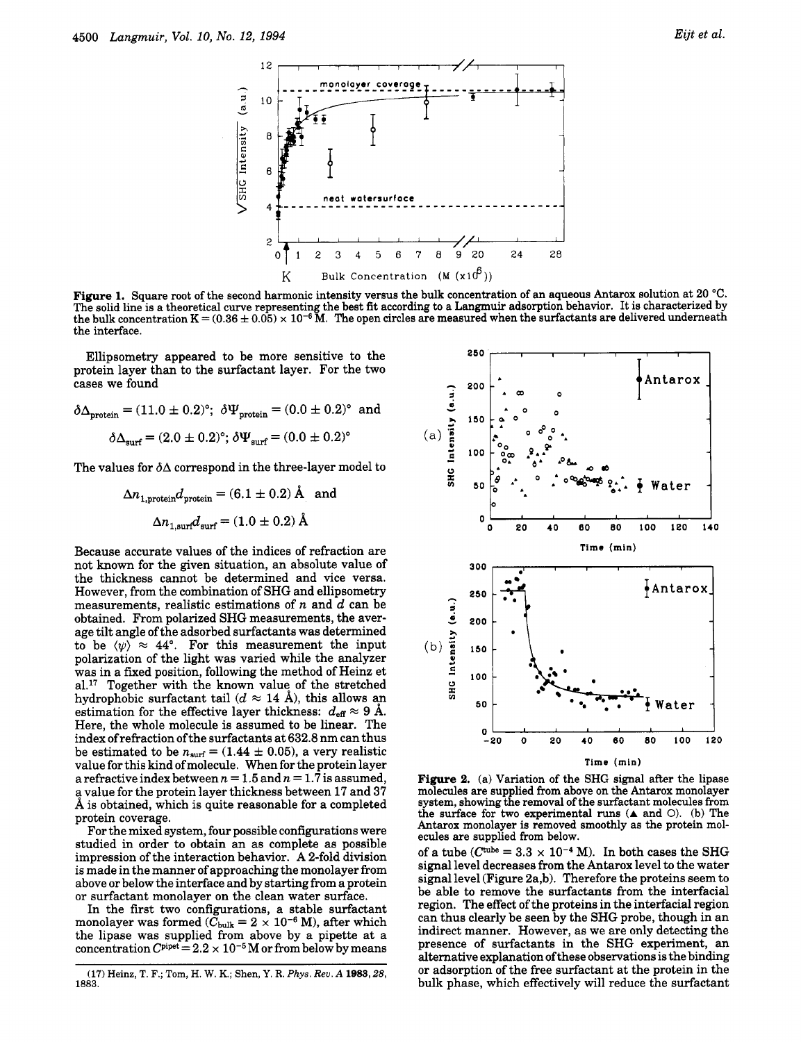**Figure 1.** Square root of the second harmonic intensity versus the bulk concentration of an aqueous Antarox solution at 20 °C. The solid line is a theoretical curve representing the best fit according to a Langmuir adsorption behavior. It is characterized by the bulk concentration $K = (0.36 \pm 0.05) \times 10^{-6}$ M. The open circles are measured when the surfactants are delivered underneath the interface.

Ellipsometry appeared to be more sensitive to the protein layer than to the surfactant layer. For the two cases we found

$$\delta\Delta_{\text{protein}} = (11.0 \pm 0.2)°;\ \delta\Psi_{\text{protein}} = (0.0 \pm 0.2)° \text{ and}$$

$$\delta\Delta_{\text{surf}} = (2.0 \pm 0.2)°;\ \delta\Psi_{\text{surf}} = (0.0 \pm 0.2)°$$

The values for $\delta\Delta$ correspond in the three-layer model to

$$\Delta n_{1,\text{protein}} d_{\text{protein}} = (6.1 \pm 0.2) \text{ Å} \text{ and}$$

$$\Delta n_{1,\text{surf}} d_{\text{surf}} = (1.0 \pm 0.2) \text{ Å}$$

Because accurate values of the indices of refraction are not known for the given situation, an absolute value of the thickness cannot be determined and vice versa. However, from the combination of SHG and ellipsometry measurements, realistic estimations of $n$ and $d$ can be obtained. From polarized SHG measurements, the average tilt angle of the adsorbed surfactants was determined to be $\langle\psi\rangle \approx 44°$. For this measurement the input polarization of the light was varied while the analyzer was in a fixed position, following the method of Heinz et al.[17] Together with the known value of the stretched hydrophobic surfactant tail ($d \approx 14$ Å), this allows an estimation for the effective layer thickness: $d_{\text{eff}} \approx 9$ Å. Here, the whole molecule is assumed to be linear. The index of refraction of the surfactants at 632.8 nm can thus be estimated to be $n_{\text{surf}} = (1.44 \pm 0.05)$, a very realistic value for this kind of molecule. When for the protein layer a refractive index between $n = 1.5$ and $n = 1.7$ is assumed, a value for the protein layer thickness between 17 and 37 Å is obtained, which is quite reasonable for a completed protein coverage.

For the mixed system, four possible configurations were studied in order to obtain an as complete as possible impression of the interaction behavior. A 2-fold division is made in the manner of approaching the monolayer from above or below the interface and by starting from a protein or surfactant monolayer on the clean water surface.

In the first two configurations, a stable surfactant monolayer was formed ($C_{\text{bulk}} = 2 \times 10^{-6}$ M), after which the lipase was supplied from above by a pipette at a concentration $C^{\text{pipet}} = 2.2 \times 10^{-5}$ M or from below by means of a tube ($C^{\text{tube}} = 3.3 \times 10^{-4}$ M). In both cases the SHG signal level decreases from the Antarox level to the water signal level (Figure 2a,b). Therefore the proteins seem to be able to remove the surfactants from the interfacial region. The effect of the proteins in the interfacial region can thus clearly be seen by the SHG probe, though in an indirect manner. However, as we are only detecting the presence of surfactants in the SHG experiment, an alternative explanation of these observations is the binding or adsorption of the free surfactant at the protein in the bulk phase, which effectively will reduce the surfactant

**Figure 2.** (a) Variation of the SHG signal after the lipase molecules are supplied from above on the Antarox monolayer system, showing the removal of the surfactant molecules from the surface for two experimental runs (▲ and ○). (b) The Antarox monolayer is removed smoothly as the protein molecules are supplied from below.

(17) Heinz, T. F.; Tom, H. W. K.; Shen, Y. R. *Phys. Rev. A* **1983**, *28*, 1883.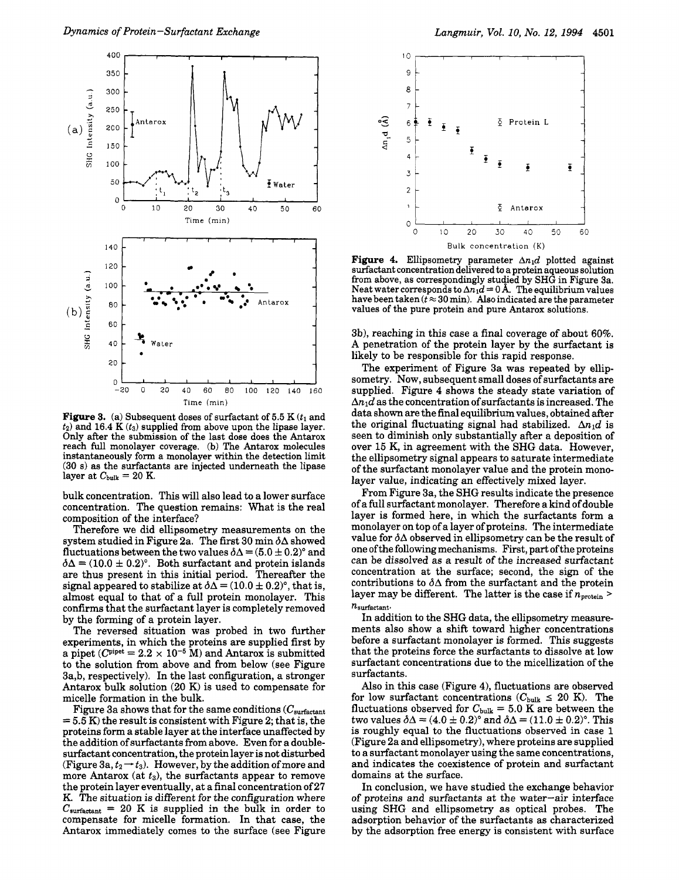**Figure 3.** (a) Subsequent doses of surfactant of 5.5 K ($t_1$ and $t_2$) and 16.4 K ($t_3$) supplied from above upon the lipase layer. Only after the submission of the last dose does the Antarox reach full monolayer coverage. (b) The Antarox molecules instantaneously form a monolayer within the detection limit (30 s) as the surfactants are injected underneath the lipase layer at $C_{bulk}$ = 20 K.

bulk concentration. This will also lead to a lower surface concentration. The question remains: What is the real composition of the interface?

Therefore we did ellipsometry measurements on the system studied in Figure 2a. The first 30 min $\delta\Delta$ showed fluctuations between the two values $\delta\Delta = (5.0 \pm 0.2)°$ and $\delta\Delta = (10.0 \pm 0.2)°$. Both surfactant and protein islands are thus present in this initial period. Thereafter the signal appeared to stabilize at $\delta\Delta = (10.0 \pm 0.2)°$, that is, almost equal to that of a full protein monolayer. This confirms that the surfactant layer is completely removed by the forming of a protein layer.

The reversed situation was probed in two further experiments, in which the proteins are supplied first by a pipet ($C^{pipet} = 2.2 \times 10^{-5}$ M) and Antarox is submitted to the solution from above and from below (see Figure 3a,b, respectively). In the last configuration, a stronger Antarox bulk solution (20 K) is used to compensate for micelle formation in the bulk.

Figure 3a shows that for the same conditions ($C_{surfactant}$ = 5.5 K) the result is consistent with Figure 2; that is, the proteins form a stable layer at the interface unaffected by the addition of surfactants from above. Even for a double-surfactant concentration, the protein layer is not disturbed (Figure 3a, $t_2 \rightarrow t_3$). However, by the addition of more and more Antarox (at $t_3$), the surfactants appear to remove the protein layer eventually, at a final concentration of 27 K. The situation is different for the configuration where $C_{surfactant}$ = 20 K is supplied in the bulk in order to compensate for micelle formation. In that case, the Antarox immediately comes to the surface (see Figure 3b), reaching in this case a final coverage of about 60%. A penetration of the protein layer by the surfactant is likely to be responsible for this rapid response.

**Figure 4.** Ellipsometry parameter $\Delta n_1 d$ plotted against surfactant concentration delivered to a protein aqueous solution from above, as correspondingly studied by SHG in Figure 3a. Neat water corresponds to $\Delta n_1 d$ = 0 Å. The equilibrium values have been taken ($t \approx 30$ min). Also indicated are the parameter values of the pure protein and pure Antarox solutions.

The experiment of Figure 3a was repeated by ellipsometry. Now, subsequent small doses of surfactants are supplied. Figure 4 shows the steady state variation of $\Delta n_1 d$ as the concentration of surfactants is increased. The data shown are the final equilibrium values, obtained after the original fluctuating signal had stabilized. $\Delta n_1 d$ is seen to diminish only substantially after a deposition of over 15 K, in agreement with the SHG data. However, the ellipsometry signal appears to saturate intermediate of the surfactant monolayer value and the protein monolayer value, indicating an effectively mixed layer.

From Figure 3a, the SHG results indicate the presence of a full surfactant monolayer. Therefore a kind of double layer is formed here, in which the surfactants form a monolayer on top of a layer of proteins. The intermediate value for $\delta\Delta$ observed in ellipsometry can be the result of one of the following mechanisms. First, part of the proteins can be dissolved as a result of the increased surfactant concentration at the surface; second, the sign of the contributions to $\delta\Delta$ from the surfactant and the protein layer may be different. The latter is the case if $n_{protein} > n_{surfactant}$.

In addition to the SHG data, the ellipsometry measurements also show a shift toward higher concentrations before a surfactant monolayer is formed. This suggests that the proteins force the surfactants to dissolve at low surfactant concentrations due to the micellization of the surfactants.

Also in this case (Figure 4), fluctuations are observed for low surfactant concentrations ($C_{bulk} \leq 20$ K). The fluctuations observed for $C_{bulk}$ = 5.0 K are between the two values $\delta\Delta = (4.0 \pm 0.2)°$ and $\delta\Delta = (11.0 \pm 0.2)°$. This is roughly equal to the fluctuations observed in case 1 (Figure 2a and ellipsometry), where proteins are supplied to a surfactant monolayer using the same concentrations, and indicates the coexistence of protein and surfactant domains at the surface.

In conclusion, we have studied the exchange behavior of proteins and surfactants at the water–air interface using SHG and ellipsometry as optical probes. The adsorption behavior of the surfactants as characterized by the adsorption free energy is consistent with surface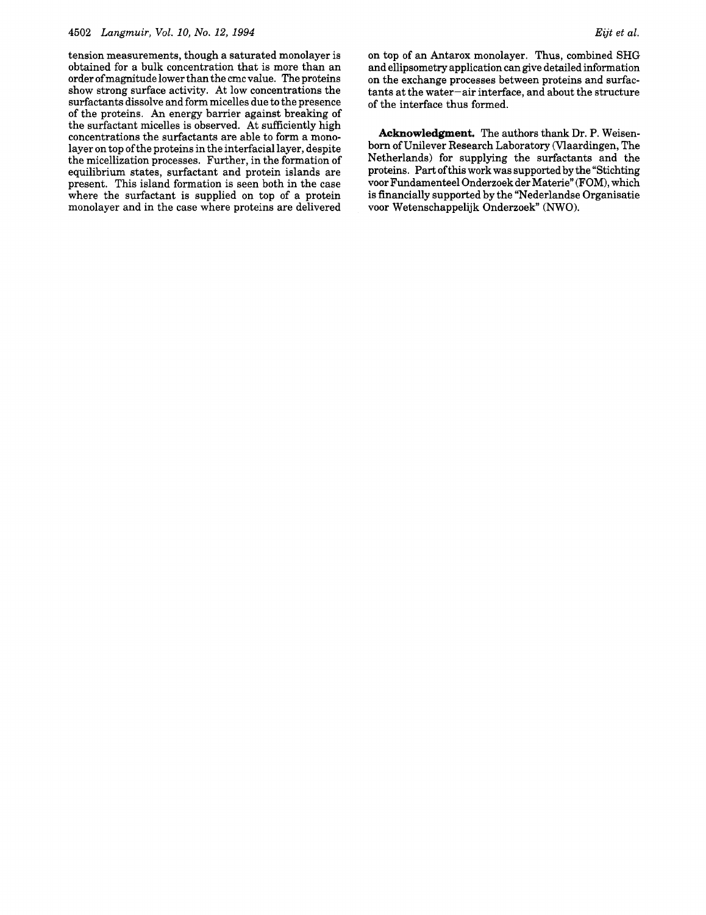tension measurements, though a saturated monolayer is obtained for a bulk concentration that is more than an order of magnitude lower than the cmc value. The proteins show strong surface activity. At low concentrations the surfactants dissolve and form micelles due to the presence of the proteins. An energy barrier against breaking of the surfactant micelles is observed. At sufficiently high concentrations the surfactants are able to form a monolayer on top of the proteins in the interfacial layer, despite the micellization processes. Further, in the formation of equilibrium states, surfactant and protein islands are present. This island formation is seen both in the case where the surfactant is supplied on top of a protein monolayer and in the case where proteins are delivered on top of an Antarox monolayer. Thus, combined SHG and ellipsometry application can give detailed information on the exchange processes between proteins and surfactants at the water–air interface, and about the structure of the interface thus formed.

**Acknowledgment.** The authors thank Dr. P. Weisenborn of Unilever Research Laboratory (Vlaardingen, The Netherlands) for supplying the surfactants and the proteins. Part of this work was supported by the "Stichting voor Fundamenteel Onderzoek der Materie" (FOM), which is financially supported by the "Nederlandse Organisatie voor Wetenschappelijk Onderzoek" (NWO).